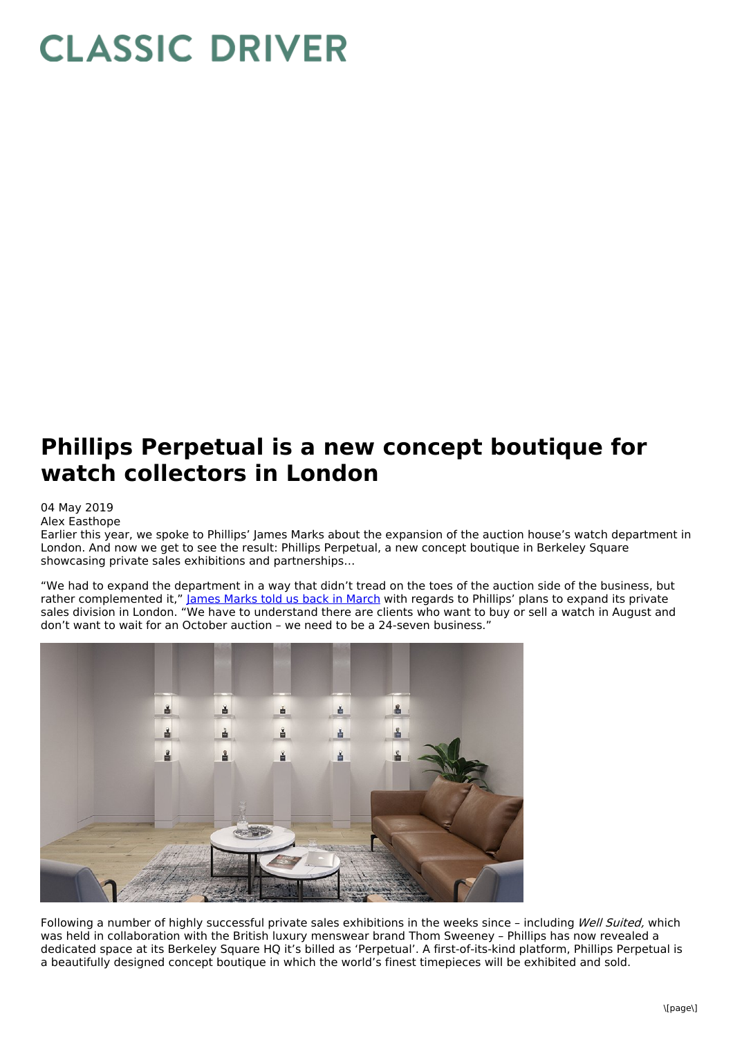# CLASSIC DRIVER

# Phillips Perpetual is a new concept boutique for watch collectors in London

04 May 2019
Alex Easthope

Earlier this year, we spoke to Phillips' James Marks about the expansion of the auction house's watch department in London. And now we get to see the result: Phillips Perpetual, a new concept boutique in Berkeley Square showcasing private sales exhibitions and partnerships…

"We had to expand the department in a way that didn't tread on the toes of the auction side of the business, but rather complemented it," James Marks told us back in March with regards to Phillips' plans to expand its private sales division in London. "We have to understand there are clients who want to buy or sell a watch in August and don't want to wait for an October auction – we need to be a 24-seven business."

Following a number of highly successful private sales exhibitions in the weeks since – including *Well Suited,* which was held in collaboration with the British luxury menswear brand Thom Sweeney – Phillips has now revealed a dedicated space at its Berkeley Square HQ it's billed as 'Perpetual'. A first-of-its-kind platform, Phillips Perpetual is a beautifully designed concept boutique in which the world's finest timepieces will be exhibited and sold.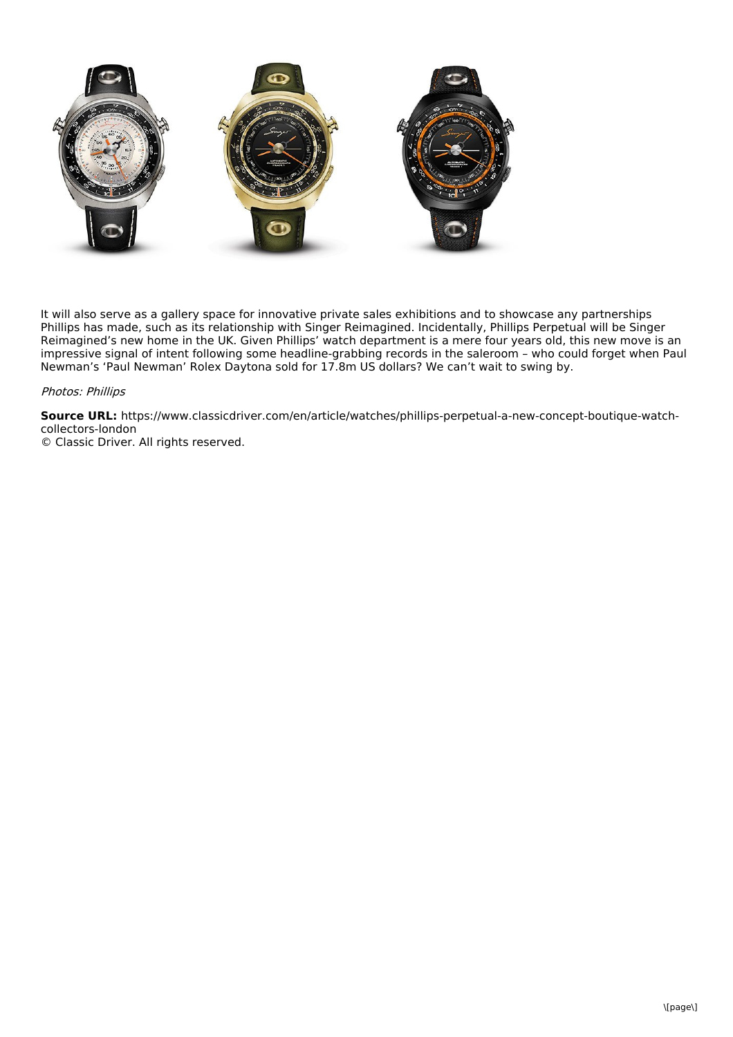It will also serve as a gallery space for innovative private sales exhibitions and to showcase any partnerships Phillips has made, such as its relationship with Singer Reimagined. Incidentally, Phillips Perpetual will be Singer Reimagined's new home in the UK. Given Phillips' watch department is a mere four years old, this new move is an impressive signal of intent following some headline-grabbing records in the saleroom – who could forget when Paul Newman's 'Paul Newman' Rolex Daytona sold for 17.8m US dollars? We can't wait to swing by.

*Photos: Phillips*

**Source URL:** https://www.classicdriver.com/en/article/watches/phillips-perpetual-a-new-concept-boutique-watch-collectors-london
© Classic Driver. All rights reserved.